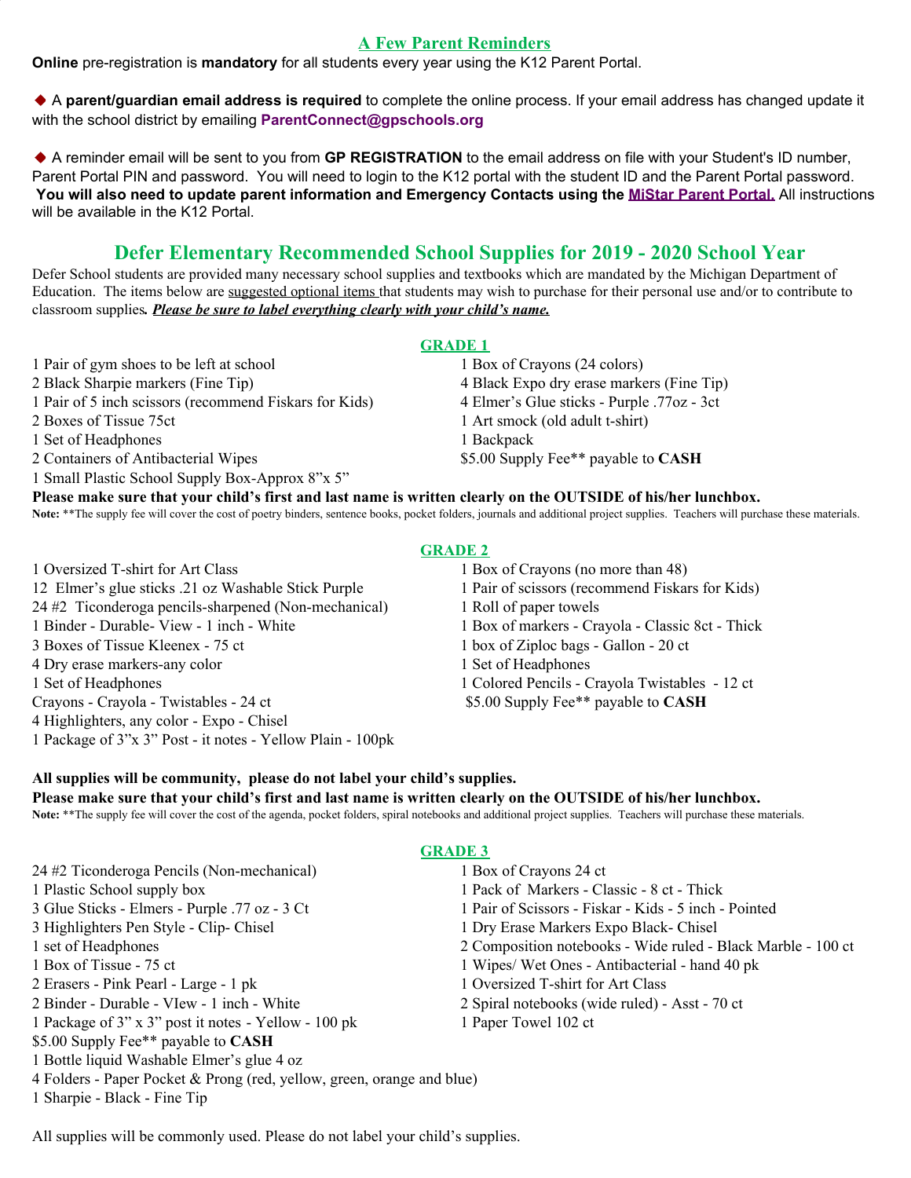## A Few Parent Reminders

**Online** pre-registration is **mandatory** for all students every year using the K12 Parent Portal.

◆ A **parent/guardian email address is required** to complete the online process. If your email address has changed update it with the school district by emailing **ParentConnect@gpschools.org**

◆ A reminder email will be sent to you from **GP REGISTRATION** to the email address on file with your Student's ID number, Parent Portal PIN and password. You will need to login to the K12 portal with the student ID and the Parent Portal password. **You will also need to update parent information and Emergency Contacts using the MiStar Parent Portal.** All instructions will be available in the K12 Portal.

# Defer Elementary Recommended School Supplies for 2019 - 2020 School Year

Defer School students are provided many necessary school supplies and textbooks which are mandated by the Michigan Department of Education. The items below are suggested optional items that students may wish to purchase for their personal use and/or to contribute to classroom supplies. ***Please be sure to label everything clearly with your child's name.***

## GRADE 1

- 1 Pair of gym shoes to be left at school
- 2 Black Sharpie markers (Fine Tip)
- 1 Pair of 5 inch scissors (recommend Fiskars for Kids)
- 2 Boxes of Tissue 75ct
- 1 Set of Headphones
- 2 Containers of Antibacterial Wipes
- 1 Small Plastic School Supply Box-Approx 8"x 5"
- 1 Box of Crayons (24 colors)
- 4 Black Expo dry erase markers (Fine Tip)
- 4 Elmer's Glue sticks - Purple .77oz - 3ct
- 1 Art smock (old adult t-shirt)
- 1 Backpack
- $5.00 Supply Fee** payable to **CASH**

**Please make sure that your child's first and last name is written clearly on the OUTSIDE of his/her lunchbox.**

**Note:** **The supply fee will cover the cost of poetry binders, sentence books, pocket folders, journals and additional project supplies. Teachers will purchase these materials.

## GRADE 2

- 1 Oversized T-shirt for Art Class
- 12 Elmer's glue sticks .21 oz Washable Stick Purple
- 24 #2 Ticonderoga pencils-sharpened (Non-mechanical)
- 1 Binder - Durable- View - 1 inch - White
- 3 Boxes of Tissue Kleenex - 75 ct
- 4 Dry erase markers-any color
- 1 Set of Headphones
- Crayons - Crayola - Twistables - 24 ct
- 4 Highlighters, any color - Expo - Chisel
- 1 Package of 3"x 3" Post - it notes - Yellow Plain - 100pk
- 1 Box of Crayons (no more than 48)
- 1 Pair of scissors (recommend Fiskars for Kids)
- 1 Roll of paper towels
- 1 Box of markers - Crayola - Classic 8ct - Thick
- 1 box of Ziploc bags - Gallon - 20 ct
- 1 Set of Headphones
- 1 Colored Pencils - Crayola Twistables - 12 ct
- $5.00 Supply Fee** payable to **CASH**

**All supplies will be community, please do not label your child's supplies.**

**Please make sure that your child's first and last name is written clearly on the OUTSIDE of his/her lunchbox.**

**Note:** **The supply fee will cover the cost of the agenda, pocket folders, spiral notebooks and additional project supplies. Teachers will purchase these materials.

## GRADE 3

- 24 #2 Ticonderoga Pencils (Non-mechanical)
- 1 Plastic School supply box
- 3 Glue Sticks - Elmers - Purple .77 oz - 3 Ct
- 3 Highlighters Pen Style - Clip- Chisel
- 1 set of Headphones
- 1 Box of Tissue - 75 ct
- 2 Erasers - Pink Pearl - Large - 1 pk
- 2 Binder - Durable - VIew - 1 inch - White
- 1 Package of 3" x 3" post it notes - Yellow - 100 pk
- $5.00 Supply Fee** payable to **CASH**
- 1 Bottle liquid Washable Elmer's glue 4 oz
- 4 Folders - Paper Pocket & Prong (red, yellow, green, orange and blue)
- 1 Sharpie - Black - Fine Tip
- 1 Box of Crayons 24 ct
- 1 Pack of Markers - Classic - 8 ct - Thick
- 1 Pair of Scissors - Fiskar - Kids - 5 inch - Pointed
- 1 Dry Erase Markers Expo Black- Chisel
- 2 Composition notebooks - Wide ruled - Black Marble - 100 ct
- 1 Wipes/ Wet Ones - Antibacterial - hand 40 pk
- 1 Oversized T-shirt for Art Class
- 2 Spiral notebooks (wide ruled) - Asst - 70 ct
- 1 Paper Towel 102 ct

All supplies will be commonly used. Please do not label your child's supplies.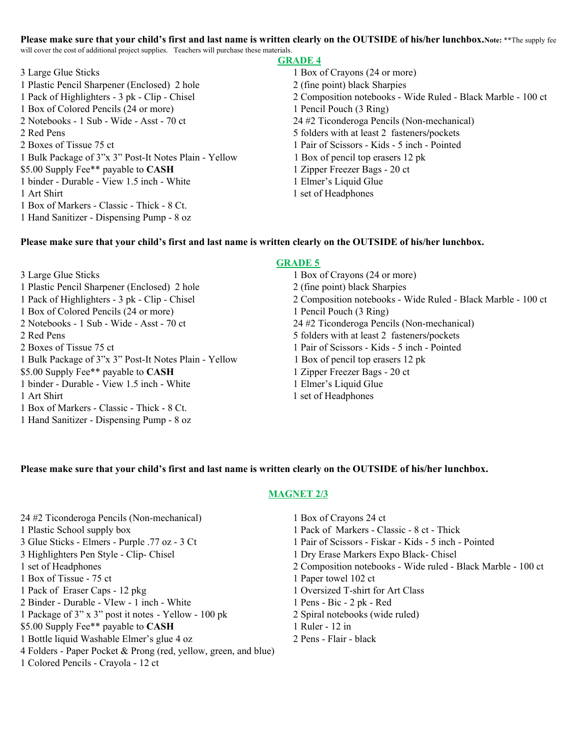**Please make sure that your child's first and last name is written clearly on the OUTSIDE of his/her lunchbox.** **Note:** **The supply fee will cover the cost of additional project supplies. Teachers will purchase these materials.

## GRADE 4

3 Large Glue Sticks
1 Plastic Pencil Sharpener (Enclosed) 2 hole
1 Pack of Highlighters - 3 pk - Clip - Chisel
1 Box of Colored Pencils (24 or more)
2 Notebooks - 1 Sub - Wide - Asst - 70 ct
2 Red Pens
2 Boxes of Tissue 75 ct
1 Bulk Package of 3"x 3" Post-It Notes Plain - Yellow
$5.00 Supply Fee** payable to **CASH**
1 binder - Durable - View 1.5 inch - White
1 Art Shirt
1 Box of Markers - Classic - Thick - 8 Ct.
1 Hand Sanitizer - Dispensing Pump - 8 oz
1 Box of Crayons (24 or more)
2 (fine point) black Sharpies
2 Composition notebooks - Wide Ruled - Black Marble - 100 ct
1 Pencil Pouch (3 Ring)
24 #2 Ticonderoga Pencils (Non-mechanical)
5 folders with at least 2 fasteners/pockets
1 Pair of Scissors - Kids - 5 inch - Pointed
1 Box of pencil top erasers 12 pk
1 Zipper Freezer Bags - 20 ct
1 Elmer's Liquid Glue
1 set of Headphones

**Please make sure that your child's first and last name is written clearly on the OUTSIDE of his/her lunchbox.**

## GRADE 5

3 Large Glue Sticks
1 Plastic Pencil Sharpener (Enclosed) 2 hole
1 Pack of Highlighters - 3 pk - Clip - Chisel
1 Box of Colored Pencils (24 or more)
2 Notebooks - 1 Sub - Wide - Asst - 70 ct
2 Red Pens
2 Boxes of Tissue 75 ct
1 Bulk Package of 3"x 3" Post-It Notes Plain - Yellow
$5.00 Supply Fee** payable to **CASH**
1 binder - Durable - View 1.5 inch - White
1 Art Shirt
1 Box of Markers - Classic - Thick - 8 Ct.
1 Hand Sanitizer - Dispensing Pump - 8 oz
1 Box of Crayons (24 or more)
2 (fine point) black Sharpies
2 Composition notebooks - Wide Ruled - Black Marble - 100 ct
1 Pencil Pouch (3 Ring)
24 #2 Ticonderoga Pencils (Non-mechanical)
5 folders with at least 2 fasteners/pockets
1 Pair of Scissors - Kids - 5 inch - Pointed
1 Box of pencil top erasers 12 pk
1 Zipper Freezer Bags - 20 ct
1 Elmer's Liquid Glue
1 set of Headphones

**Please make sure that your child's first and last name is written clearly on the OUTSIDE of his/her lunchbox.**

## MAGNET 2/3

24 #2 Ticonderoga Pencils (Non-mechanical)
1 Plastic School supply box
3 Glue Sticks - Elmers - Purple .77 oz - 3 Ct
3 Highlighters Pen Style - Clip- Chisel
1 set of Headphones
1 Box of Tissue - 75 ct
1 Pack of Eraser Caps - 12 pkg
2 Binder - Durable - VIew - 1 inch - White
1 Package of 3" x 3" post it notes - Yellow - 100 pk
$5.00 Supply Fee** payable to **CASH**
1 Bottle liquid Washable Elmer's glue 4 oz
4 Folders - Paper Pocket & Prong (red, yellow, green, and blue)
1 Colored Pencils - Crayola - 12 ct
1 Box of Crayons 24 ct
1 Pack of Markers - Classic - 8 ct - Thick
1 Pair of Scissors - Fiskar - Kids - 5 inch - Pointed
1 Dry Erase Markers Expo Black- Chisel
2 Composition notebooks - Wide ruled - Black Marble - 100 ct
1 Paper towel 102 ct
1 Oversized T-shirt for Art Class
1 Pens - Bic - 2 pk - Red
2 Spiral notebooks (wide ruled)
1 Ruler - 12 in
2 Pens - Flair - black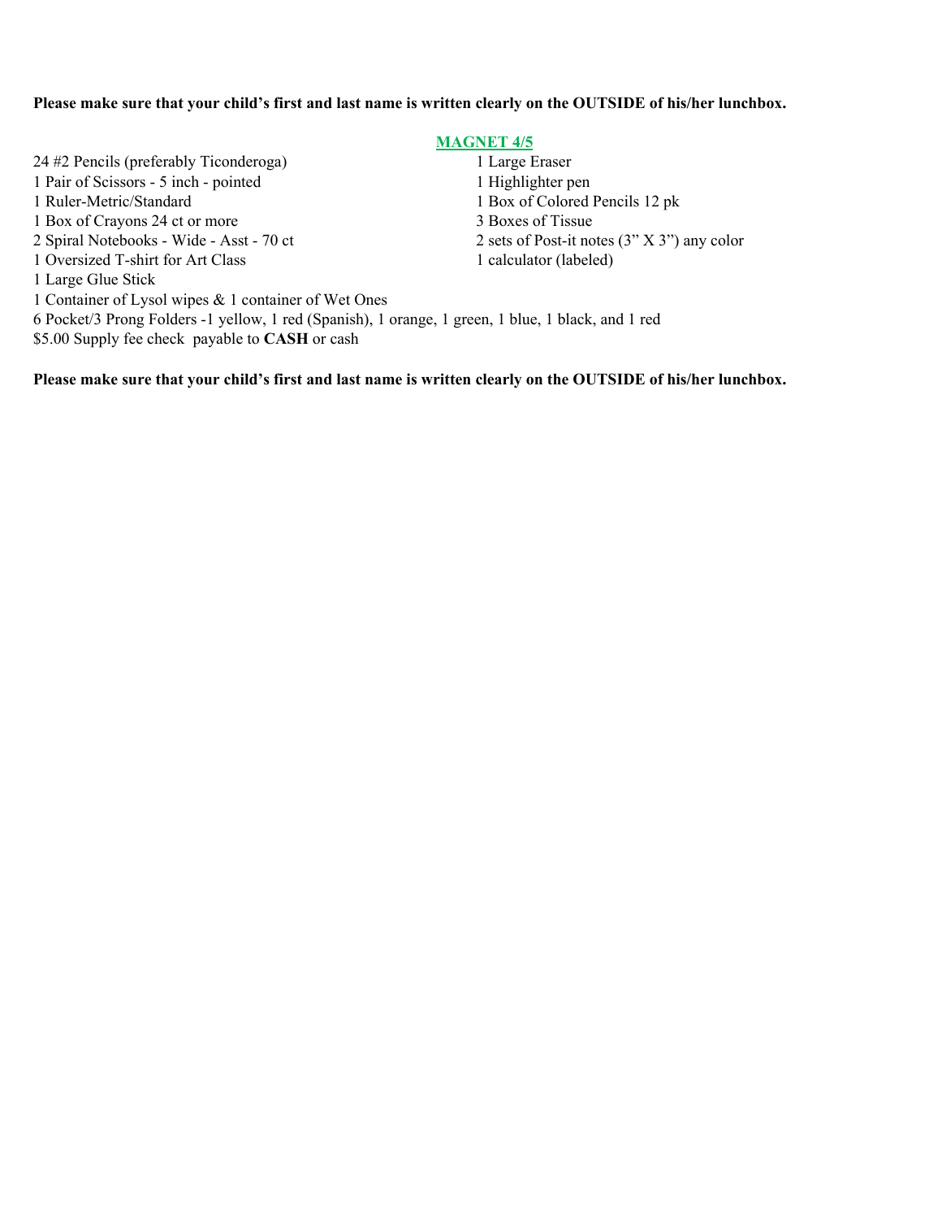**Please make sure that your child's first and last name is written clearly on the OUTSIDE of his/her lunchbox.**

## MAGNET 4/5

- 24 #2 Pencils (preferably Ticonderoga)
- 1 Pair of Scissors - 5 inch - pointed
- 1 Ruler-Metric/Standard
- 1 Box of Crayons 24 ct or more
- 2 Spiral Notebooks - Wide - Asst - 70 ct
- 1 Oversized T-shirt for Art Class
- 1 Large Glue Stick
- 1 Container of Lysol wipes & 1 container of Wet Ones
- 6 Pocket/3 Prong Folders -1 yellow, 1 red (Spanish), 1 orange, 1 green, 1 blue, 1 black, and 1 red
- $5.00 Supply fee check payable to **CASH** or cash
- 1 Large Eraser
- 1 Highlighter pen
- 1 Box of Colored Pencils 12 pk
- 3 Boxes of Tissue
- 2 sets of Post-it notes (3" X 3") any color
- 1 calculator (labeled)

**Please make sure that your child's first and last name is written clearly on the OUTSIDE of his/her lunchbox.**